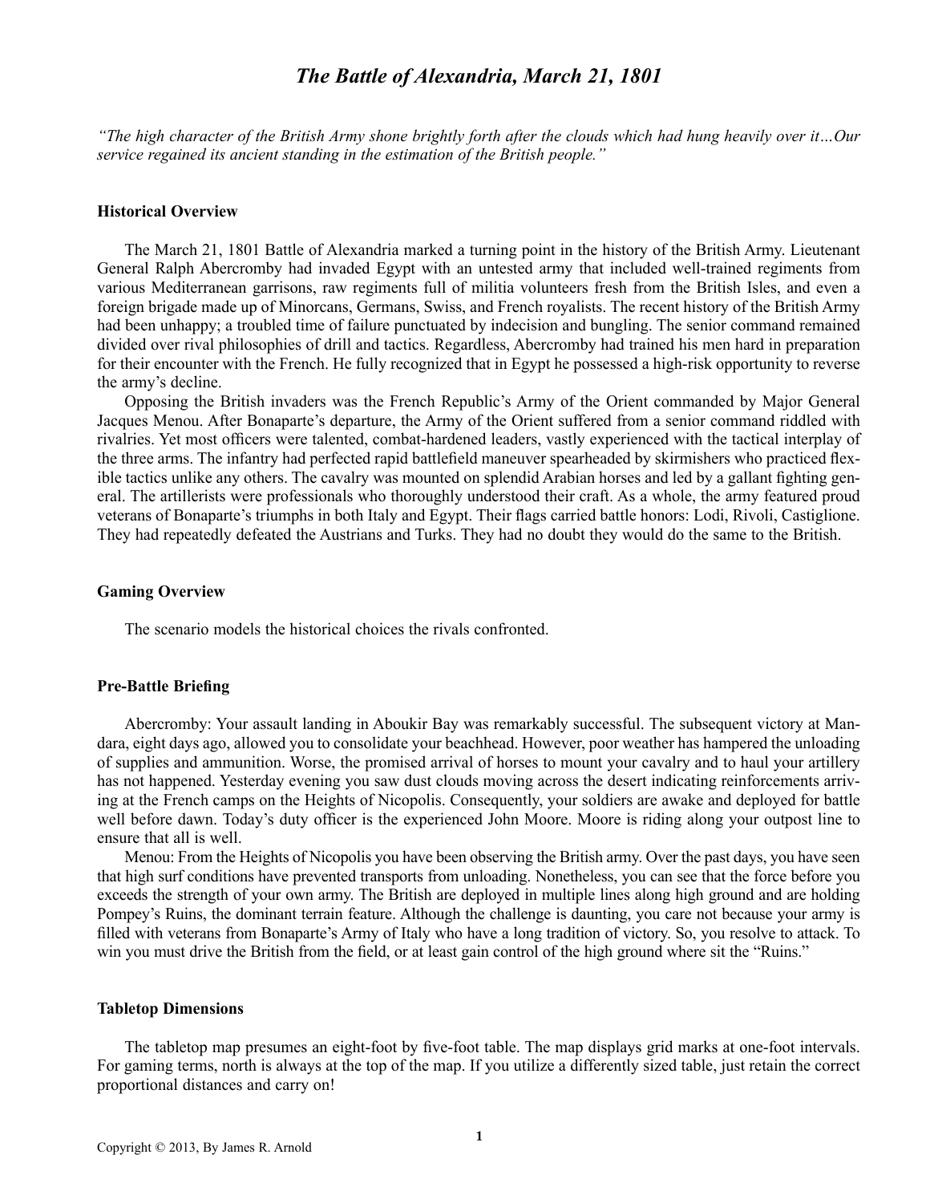# *The Battle of Alexandria, March 21, 1801*

*"The high character of the British Army shone brightly forth after the clouds which had hung heavily over it…Our service regained its ancient standing in the estimation of the British people."*

### Historical Overview

The March 21, 1801 Battle of Alexandria marked a turning point in the history of the British Army. Lieutenant General Ralph Abercromby had invaded Egypt with an untested army that included well-trained regiments from various Mediterranean garrisons, raw regiments full of militia volunteers fresh from the British Isles, and even a foreign brigade made up of Minorcans, Germans, Swiss, and French royalists. The recent history of the British Army had been unhappy; a troubled time of failure punctuated by indecision and bungling. The senior command remained divided over rival philosophies of drill and tactics. Regardless, Abercromby had trained his men hard in preparation for their encounter with the French. He fully recognized that in Egypt he possessed a high-risk opportunity to reverse the army's decline.

Opposing the British invaders was the French Republic's Army of the Orient commanded by Major General Jacques Menou. After Bonaparte's departure, the Army of the Orient suffered from a senior command riddled with rivalries. Yet most officers were talented, combat-hardened leaders, vastly experienced with the tactical interplay of the three arms. The infantry had perfected rapid battlefield maneuver spearheaded by skirmishers who practiced flexible tactics unlike any others. The cavalry was mounted on splendid Arabian horses and led by a gallant fighting general. The artillerists were professionals who thoroughly understood their craft. As a whole, the army featured proud veterans of Bonaparte's triumphs in both Italy and Egypt. Their flags carried battle honors: Lodi, Rivoli, Castiglione. They had repeatedly defeated the Austrians and Turks. They had no doubt they would do the same to the British.

### Gaming Overview

The scenario models the historical choices the rivals confronted.

### Pre-Battle Briefing

Abercromby: Your assault landing in Aboukir Bay was remarkably successful. The subsequent victory at Mandara, eight days ago, allowed you to consolidate your beachhead. However, poor weather has hampered the unloading of supplies and ammunition. Worse, the promised arrival of horses to mount your cavalry and to haul your artillery has not happened. Yesterday evening you saw dust clouds moving across the desert indicating reinforcements arriving at the French camps on the Heights of Nicopolis. Consequently, your soldiers are awake and deployed for battle well before dawn. Today's duty officer is the experienced John Moore. Moore is riding along your outpost line to ensure that all is well.

Menou: From the Heights of Nicopolis you have been observing the British army. Over the past days, you have seen that high surf conditions have prevented transports from unloading. Nonetheless, you can see that the force before you exceeds the strength of your own army. The British are deployed in multiple lines along high ground and are holding Pompey's Ruins, the dominant terrain feature. Although the challenge is daunting, you care not because your army is filled with veterans from Bonaparte's Army of Italy who have a long tradition of victory. So, you resolve to attack. To win you must drive the British from the field, or at least gain control of the high ground where sit the "Ruins."

### Tabletop Dimensions

The tabletop map presumes an eight-foot by five-foot table. The map displays grid marks at one-foot intervals. For gaming terms, north is always at the top of the map. If you utilize a differently sized table, just retain the correct proportional distances and carry on!

Copyright © 2013, By James R. Arnold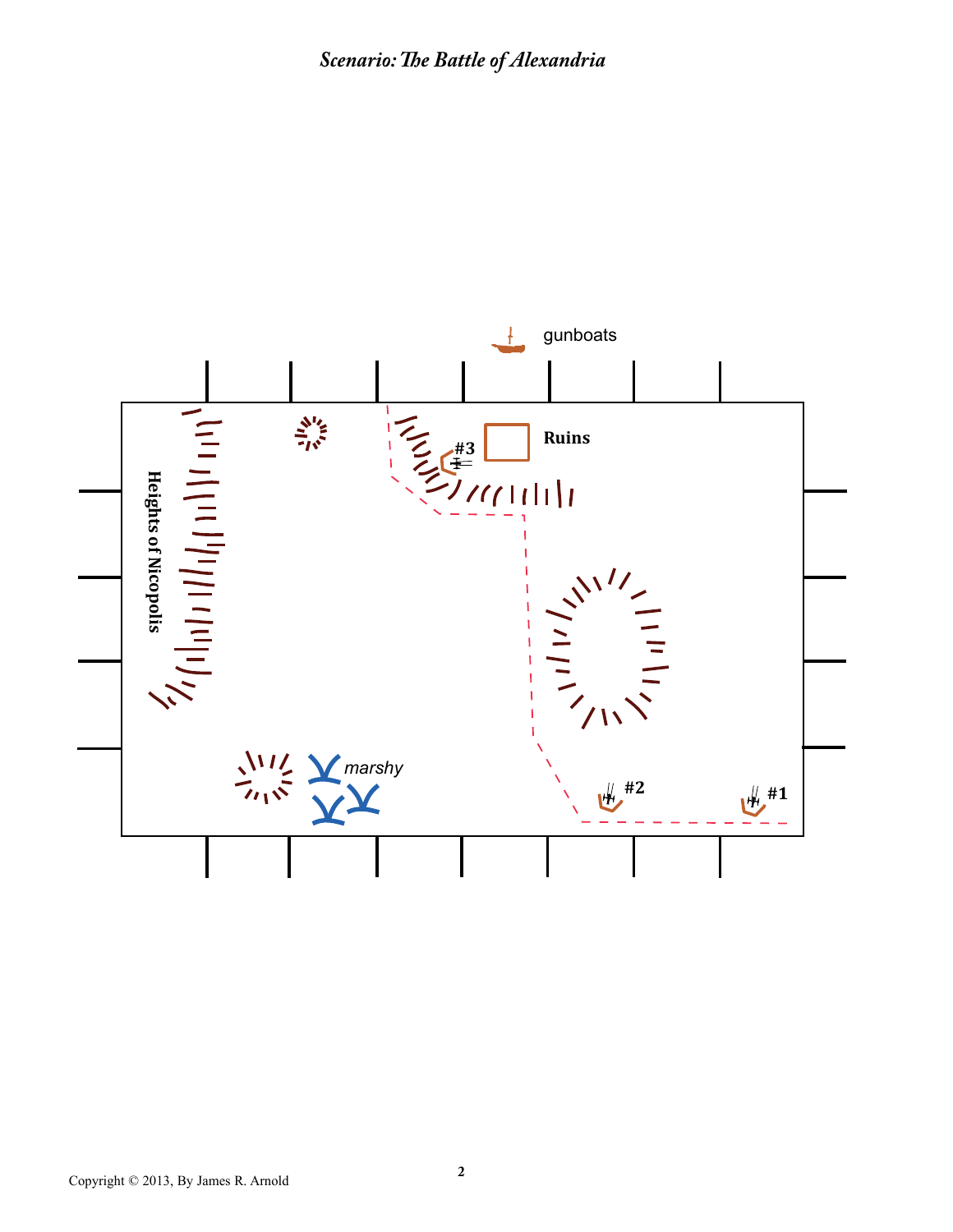*Scenario: The Battle of Alexandria*

gunboats

Ruins

#3

Heights of Nicopolis

marshy

#2

#1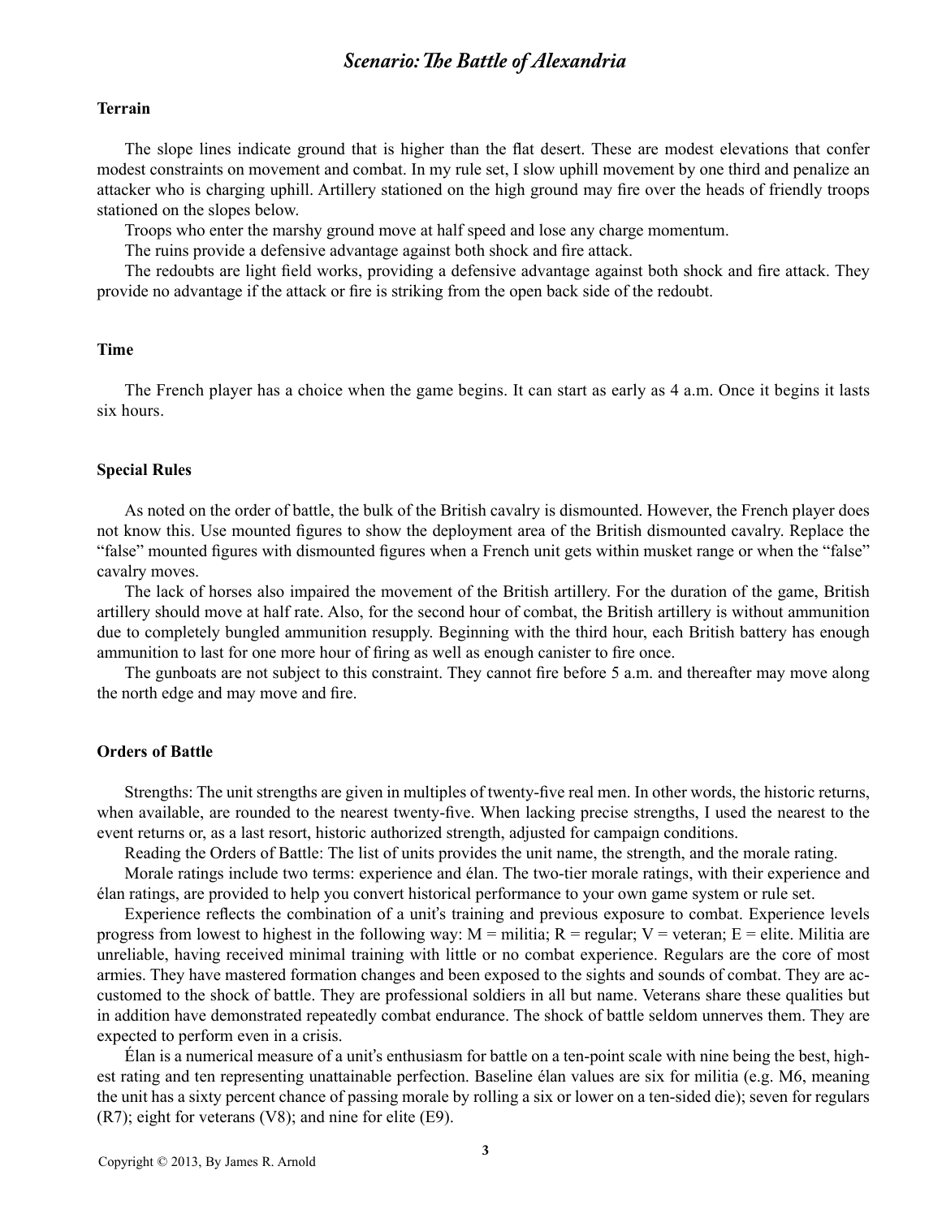## *Scenario: The Battle of Alexandria*

### Terrain

The slope lines indicate ground that is higher than the flat desert. These are modest elevations that confer modest constraints on movement and combat. In my rule set, I slow uphill movement by one third and penalize an attacker who is charging uphill. Artillery stationed on the high ground may fire over the heads of friendly troops stationed on the slopes below.

Troops who enter the marshy ground move at half speed and lose any charge momentum.

The ruins provide a defensive advantage against both shock and fire attack.

The redoubts are light field works, providing a defensive advantage against both shock and fire attack. They provide no advantage if the attack or fire is striking from the open back side of the redoubt.

### Time

The French player has a choice when the game begins. It can start as early as 4 a.m. Once it begins it lasts six hours.

### Special Rules

As noted on the order of battle, the bulk of the British cavalry is dismounted. However, the French player does not know this. Use mounted figures to show the deployment area of the British dismounted cavalry. Replace the "false" mounted figures with dismounted figures when a French unit gets within musket range or when the "false" cavalry moves.

The lack of horses also impaired the movement of the British artillery. For the duration of the game, British artillery should move at half rate. Also, for the second hour of combat, the British artillery is without ammunition due to completely bungled ammunition resupply. Beginning with the third hour, each British battery has enough ammunition to last for one more hour of firing as well as enough canister to fire once.

The gunboats are not subject to this constraint. They cannot fire before 5 a.m. and thereafter may move along the north edge and may move and fire.

### Orders of Battle

Strengths: The unit strengths are given in multiples of twenty-five real men. In other words, the historic returns, when available, are rounded to the nearest twenty-five. When lacking precise strengths, I used the nearest to the event returns or, as a last resort, historic authorized strength, adjusted for campaign conditions.

Reading the Orders of Battle: The list of units provides the unit name, the strength, and the morale rating.

Morale ratings include two terms: experience and élan. The two-tier morale ratings, with their experience and élan ratings, are provided to help you convert historical performance to your own game system or rule set.

Experience reflects the combination of a unit's training and previous exposure to combat. Experience levels progress from lowest to highest in the following way: M = militia; R = regular; V = veteran; E = elite. Militia are unreliable, having received minimal training with little or no combat experience. Regulars are the core of most armies. They have mastered formation changes and been exposed to the sights and sounds of combat. They are accustomed to the shock of battle. They are professional soldiers in all but name. Veterans share these qualities but in addition have demonstrated repeatedly combat endurance. The shock of battle seldom unnerves them. They are expected to perform even in a crisis.

Élan is a numerical measure of a unit's enthusiasm for battle on a ten-point scale with nine being the best, highest rating and ten representing unattainable perfection. Baseline élan values are six for militia (e.g. M6, meaning the unit has a sixty percent chance of passing morale by rolling a six or lower on a ten-sided die); seven for regulars (R7); eight for veterans (V8); and nine for elite (E9).

Copyright © 2013, By James R. Arnold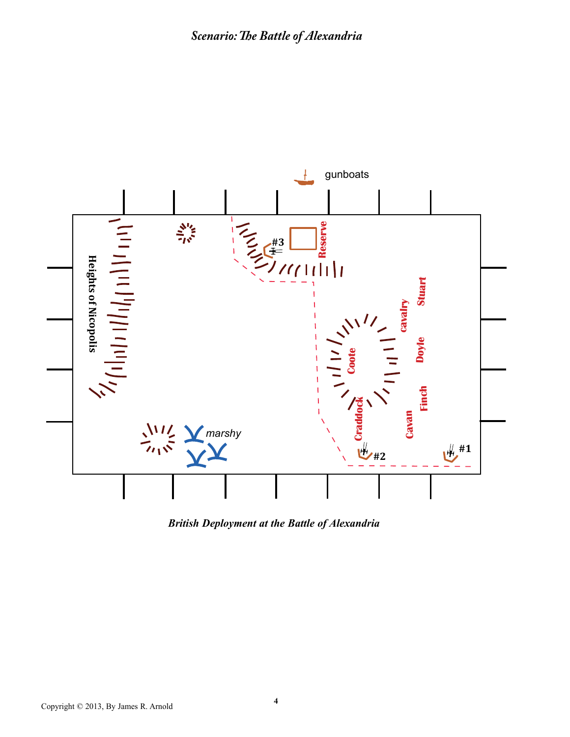## *Scenario: The Battle of Alexandria*

gunboats

Heights of Nicopolis

#3

Reserve

Stuart

cavalry

Doyle

Coote

Finch

Craddock

Cavan

marshy

#2

#1

***British Deployment at the Battle of Alexandria***

Copyright © 2013, By James R. Arnold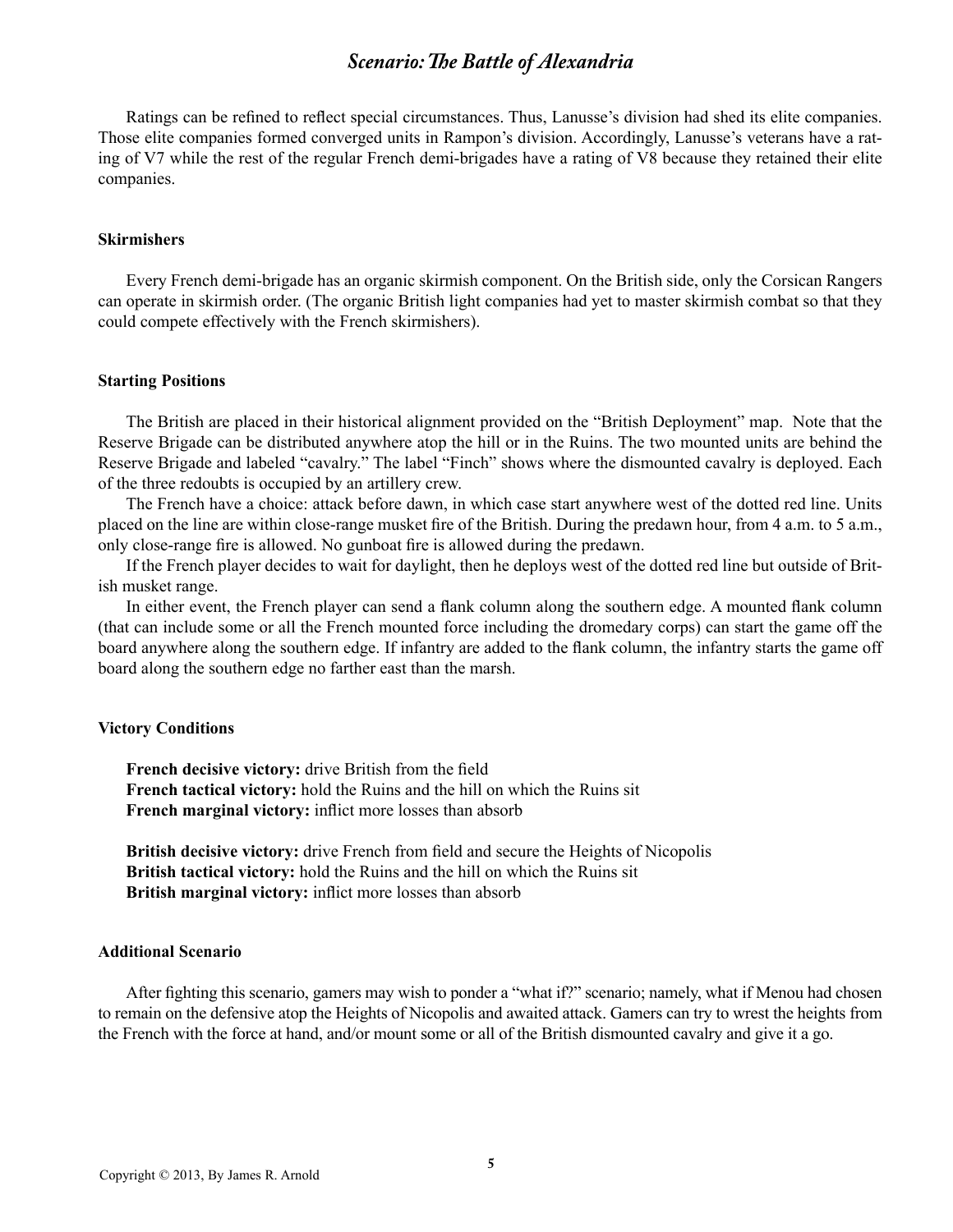Ratings can be refined to reflect special circumstances. Thus, Lanusse's division had shed its elite companies. Those elite companies formed converged units in Rampon's division. Accordingly, Lanusse's veterans have a rating of V7 while the rest of the regular French demi-brigades have a rating of V8 because they retained their elite companies.

#### Skirmishers

Every French demi-brigade has an organic skirmish component. On the British side, only the Corsican Rangers can operate in skirmish order. (The organic British light companies had yet to master skirmish combat so that they could compete effectively with the French skirmishers).

#### Starting Positions

The British are placed in their historical alignment provided on the "British Deployment" map. Note that the Reserve Brigade can be distributed anywhere atop the hill or in the Ruins. The two mounted units are behind the Reserve Brigade and labeled "cavalry." The label "Finch" shows where the dismounted cavalry is deployed. Each of the three redoubts is occupied by an artillery crew.

The French have a choice: attack before dawn, in which case start anywhere west of the dotted red line. Units placed on the line are within close-range musket fire of the British. During the predawn hour, from 4 a.m. to 5 a.m., only close-range fire is allowed. No gunboat fire is allowed during the predawn.

If the French player decides to wait for daylight, then he deploys west of the dotted red line but outside of British musket range.

In either event, the French player can send a flank column along the southern edge. A mounted flank column (that can include some or all the French mounted force including the dromedary corps) can start the game off the board anywhere along the southern edge. If infantry are added to the flank column, the infantry starts the game off board along the southern edge no farther east than the marsh.

#### Victory Conditions

**French decisive victory:** drive British from the field
**French tactical victory:** hold the Ruins and the hill on which the Ruins sit
**French marginal victory:** inflict more losses than absorb

**British decisive victory:** drive French from field and secure the Heights of Nicopolis
**British tactical victory:** hold the Ruins and the hill on which the Ruins sit
**British marginal victory:** inflict more losses than absorb

#### Additional Scenario

After fighting this scenario, gamers may wish to ponder a "what if?" scenario; namely, what if Menou had chosen to remain on the defensive atop the Heights of Nicopolis and awaited attack. Gamers can try to wrest the heights from the French with the force at hand, and/or mount some or all of the British dismounted cavalry and give it a go.

Copyright © 2013, By James R. Arnold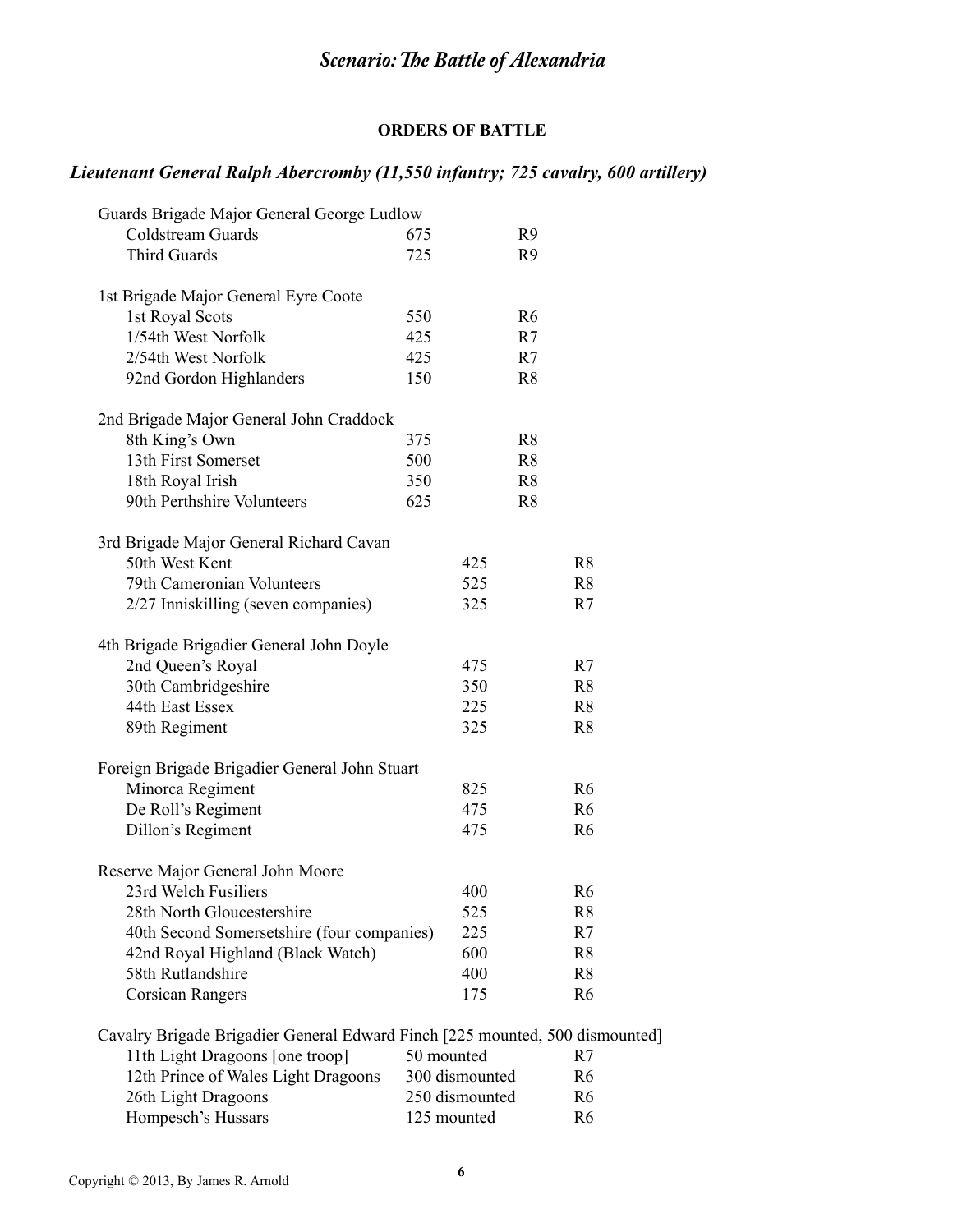## *Scenario: The Battle of Alexandria*

### ORDERS OF BATTLE

## *Lieutenant General Ralph Abercromby (11,550 infantry; 725 cavalry, 600 artillery)*

| Unit | Strength | Rating |
|---|---|---|
| **Guards Brigade Major General George Ludlow** | | |
| Coldstream Guards | 675 | R9 |
| Third Guards | 725 | R9 |
| **1st Brigade Major General Eyre Coote** | | |
| 1st Royal Scots | 550 | R6 |
| 1/54th West Norfolk | 425 | R7 |
| 2/54th West Norfolk | 425 | R7 |
| 92nd Gordon Highlanders | 150 | R8 |
| **2nd Brigade Major General John Craddock** | | |
| 8th King's Own | 375 | R8 |
| 13th First Somerset | 500 | R8 |
| 18th Royal Irish | 350 | R8 |
| 90th Perthshire Volunteers | 625 | R8 |
| **3rd Brigade Major General Richard Cavan** | | |
| 50th West Kent | 425 | R8 |
| 79th Cameronian Volunteers | 525 | R8 |
| 2/27 Inniskilling (seven companies) | 325 | R7 |
| **4th Brigade Brigadier General John Doyle** | | |
| 2nd Queen's Royal | 475 | R7 |
| 30th Cambridgeshire | 350 | R8 |
| 44th East Essex | 225 | R8 |
| 89th Regiment | 325 | R8 |
| **Foreign Brigade Brigadier General John Stuart** | | |
| Minorca Regiment | 825 | R6 |
| De Roll's Regiment | 475 | R6 |
| Dillon's Regiment | 475 | R6 |
| **Reserve Major General John Moore** | | |
| 23rd Welch Fusiliers | 400 | R6 |
| 28th North Gloucestershire | 525 | R8 |
| 40th Second Somersetshire (four companies) | 225 | R7 |
| 42nd Royal Highland (Black Watch) | 600 | R8 |
| 58th Rutlandshire | 400 | R8 |
| Corsican Rangers | 175 | R6 |
| **Cavalry Brigade Brigadier General Edward Finch [225 mounted, 500 dismounted]** | | |
| 11th Light Dragoons [one troop] | 50 mounted | R7 |
| 12th Prince of Wales Light Dragoons | 300 dismounted | R6 |
| 26th Light Dragoons | 250 dismounted | R6 |
| Hompesch's Hussars | 125 mounted | R6 |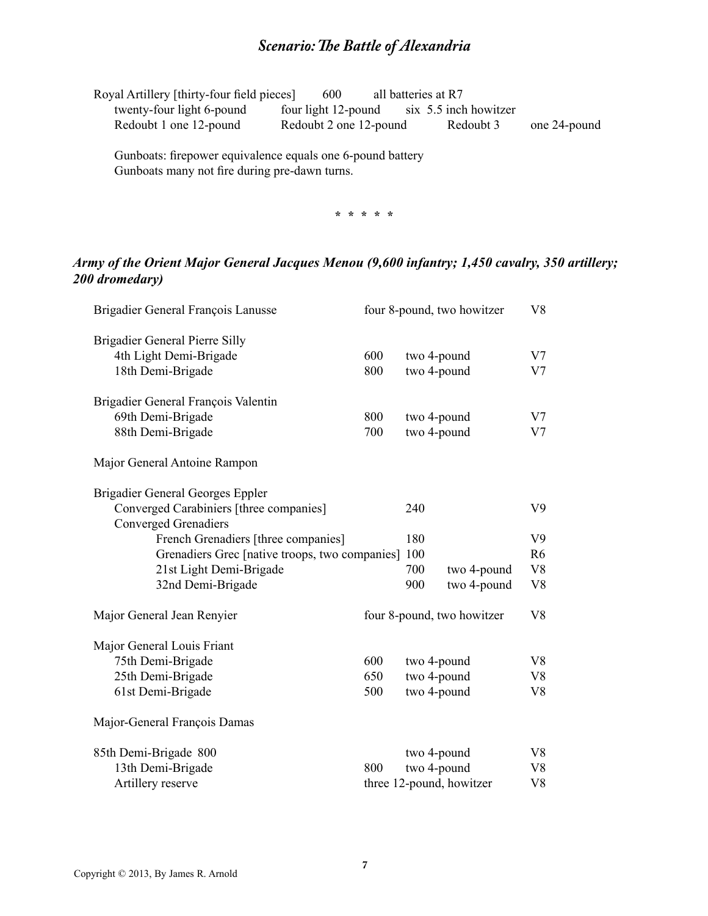Royal Artillery [thirty-four field pieces] 600 all batteries at R7

| | | | |
|---|---|---|---|
| twenty-four light 6-pound | four light 12-pound | six 5.5 inch howitzer | |
| Redoubt 1 one 12-pound | Redoubt 2 one 12-pound | Redoubt 3 | one 24-pound |

Gunboats: firepower equivalence equals one 6-pound battery
Gunboats many not fire during pre-dawn turns.

\* \* \* \* \*

### *Army of the Orient Major General Jacques Menou (9,600 infantry; 1,450 cavalry, 350 artillery; 200 dromedary)*

| Unit | Strength | Artillery | Rating |
|---|---|---|---|
| Brigadier General François Lanusse | | four 8-pound, two howitzer | V8 |
| Brigadier General Pierre Silly | | | |
| 4th Light Demi-Brigade | 600 | two 4-pound | V7 |
| 18th Demi-Brigade | 800 | two 4-pound | V7 |
| Brigadier General François Valentin | | | |
| 69th Demi-Brigade | 800 | two 4-pound | V7 |
| 88th Demi-Brigade | 700 | two 4-pound | V7 |
| Major General Antoine Rampon | | | |
| Brigadier General Georges Eppler | | | |
| Converged Carabiniers [three companies] | 240 | | V9 |
| Converged Grenadiers | | | |
| French Grenadiers [three companies] | 180 | | V9 |
| Grenadiers Grec [native troops, two companies] | 100 | | R6 |
| 21st Light Demi-Brigade | 700 | two 4-pound | V8 |
| 32nd Demi-Brigade | 900 | two 4-pound | V8 |
| Major General Jean Renyier | | four 8-pound, two howitzer | V8 |
| Major General Louis Friant | | | |
| 75th Demi-Brigade | 600 | two 4-pound | V8 |
| 25th Demi-Brigade | 650 | two 4-pound | V8 |
| 61st Demi-Brigade | 500 | two 4-pound | V8 |
| Major-General François Damas | | | |
| 85th Demi-Brigade 800 | | two 4-pound | V8 |
| 13th Demi-Brigade | 800 | two 4-pound | V8 |
| Artillery reserve | | three 12-pound, howitzer | V8 |

Copyright © 2013, By James R. Arnold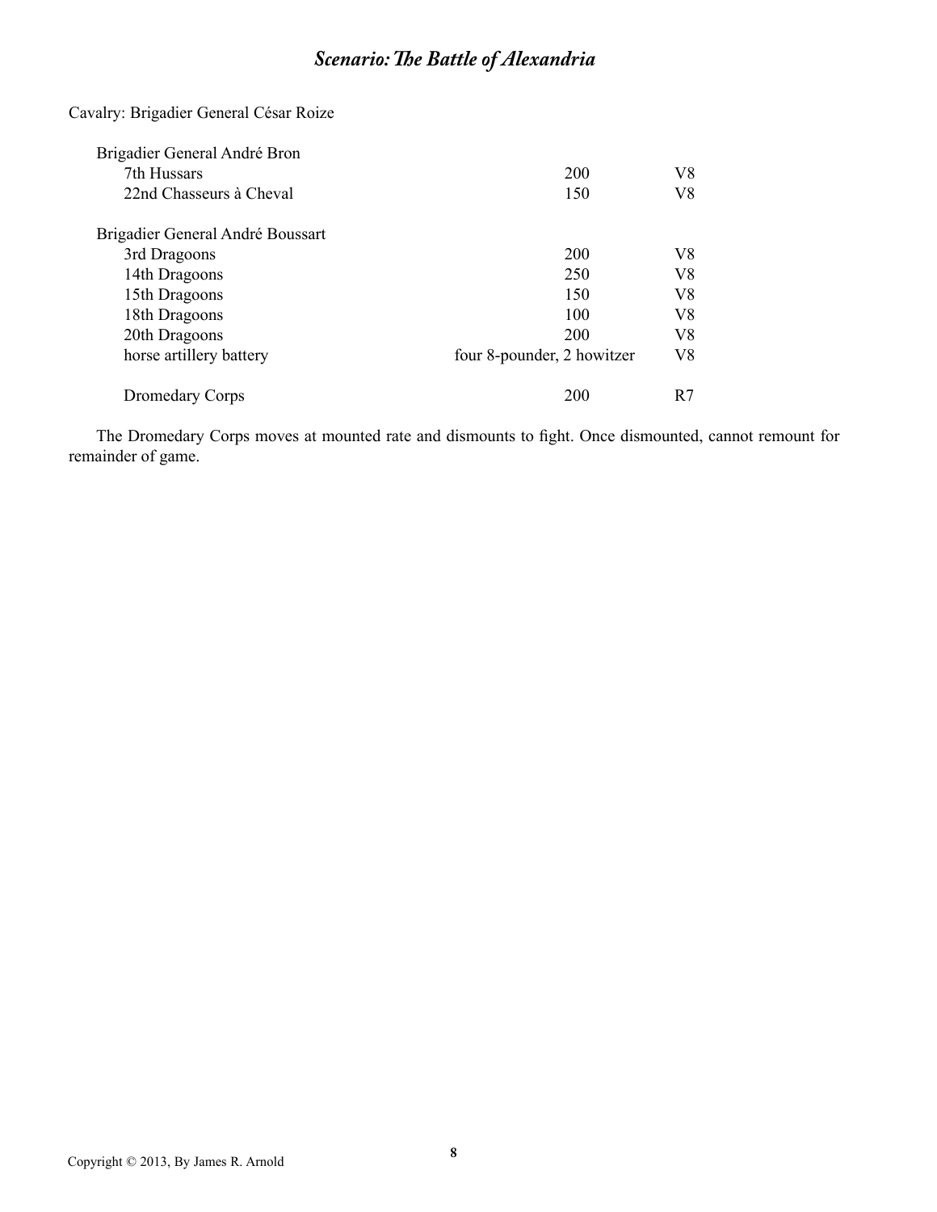Cavalry: Brigadier General César Roize

| | | |
|---|---|---|
| Brigadier General André Bron | | |
| 7th Hussars | 200 | V8 |
| 22nd Chasseurs à Cheval | 150 | V8 |
| | | |
| Brigadier General André Boussart | | |
| 3rd Dragoons | 200 | V8 |
| 14th Dragoons | 250 | V8 |
| 15th Dragoons | 150 | V8 |
| 18th Dragoons | 100 | V8 |
| 20th Dragoons | 200 | V8 |
| horse artillery battery | four 8-pounder, 2 howitzer | V8 |
| | | |
| Dromedary Corps | 200 | R7 |

The Dromedary Corps moves at mounted rate and dismounts to fight. Once dismounted, cannot remount for remainder of game.